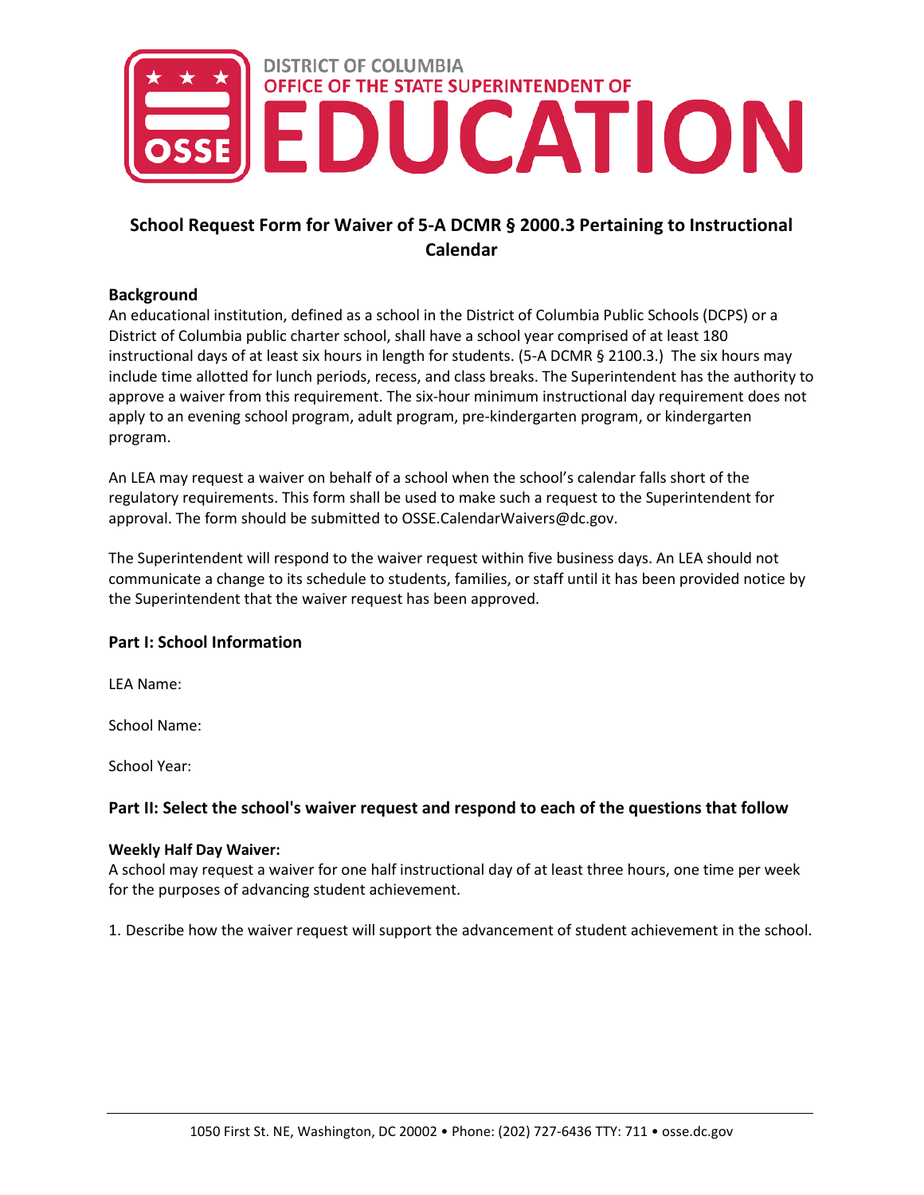# School Request Form for Waiver of 5-A DCMR § 2000.3 Pertaining to Instructional Calendar

**Background**

An educational institution, defined as a school in the District of Columbia Public Schools (DCPS) or a District of Columbia public charter school, shall have a school year comprised of at least 180 instructional days of at least six hours in length for students. (5-A DCMR § 2100.3.) The six hours may include time allotted for lunch periods, recess, and class breaks. The Superintendent has the authority to approve a waiver from this requirement. The six-hour minimum instructional day requirement does not apply to an evening school program, adult program, pre-kindergarten program, or kindergarten program.

An LEA may request a waiver on behalf of a school when the school's calendar falls short of the regulatory requirements. This form shall be used to make such a request to the Superintendent for approval. The form should be submitted to OSSE.CalendarWaivers@dc.gov.

The Superintendent will respond to the waiver request within five business days. An LEA should not communicate a change to its schedule to students, families, or staff until it has been provided notice by the Superintendent that the waiver request has been approved.

## Part I: School Information

LEA Name:

School Name:

School Year:

## Part II: Select the school's waiver request and respond to each of the questions that follow

**Weekly Half Day Waiver:**

A school may request a waiver for one half instructional day of at least three hours, one time per week for the purposes of advancing student achievement.

1. Describe how the waiver request will support the advancement of student achievement in the school.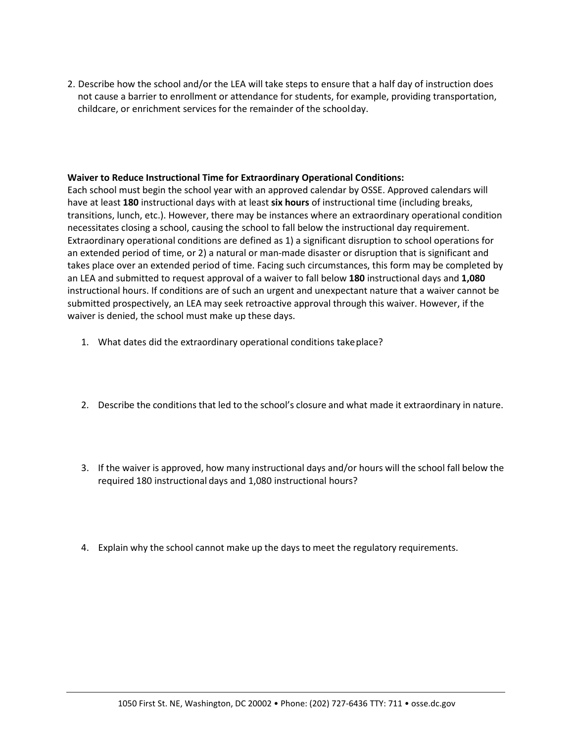2. Describe how the school and/or the LEA will take steps to ensure that a half day of instruction does not cause a barrier to enrollment or attendance for students, for example, providing transportation, childcare, or enrichment services for the remainder of the school day.

**Waiver to Reduce Instructional Time for Extraordinary Operational Conditions:**

Each school must begin the school year with an approved calendar by OSSE. Approved calendars will have at least **180** instructional days with at least **six hours** of instructional time (including breaks, transitions, lunch, etc.). However, there may be instances where an extraordinary operational condition necessitates closing a school, causing the school to fall below the instructional day requirement. Extraordinary operational conditions are defined as 1) a significant disruption to school operations for an extended period of time, or 2) a natural or man-made disaster or disruption that is significant and takes place over an extended period of time. Facing such circumstances, this form may be completed by an LEA and submitted to request approval of a waiver to fall below **180** instructional days and **1,080** instructional hours. If conditions are of such an urgent and unexpectant nature that a waiver cannot be submitted prospectively, an LEA may seek retroactive approval through this waiver. However, if the waiver is denied, the school must make up these days.

1. What dates did the extraordinary operational conditions take place?

2. Describe the conditions that led to the school's closure and what made it extraordinary in nature.

3. If the waiver is approved, how many instructional days and/or hours will the school fall below the required 180 instructional days and 1,080 instructional hours?

4. Explain why the school cannot make up the days to meet the regulatory requirements.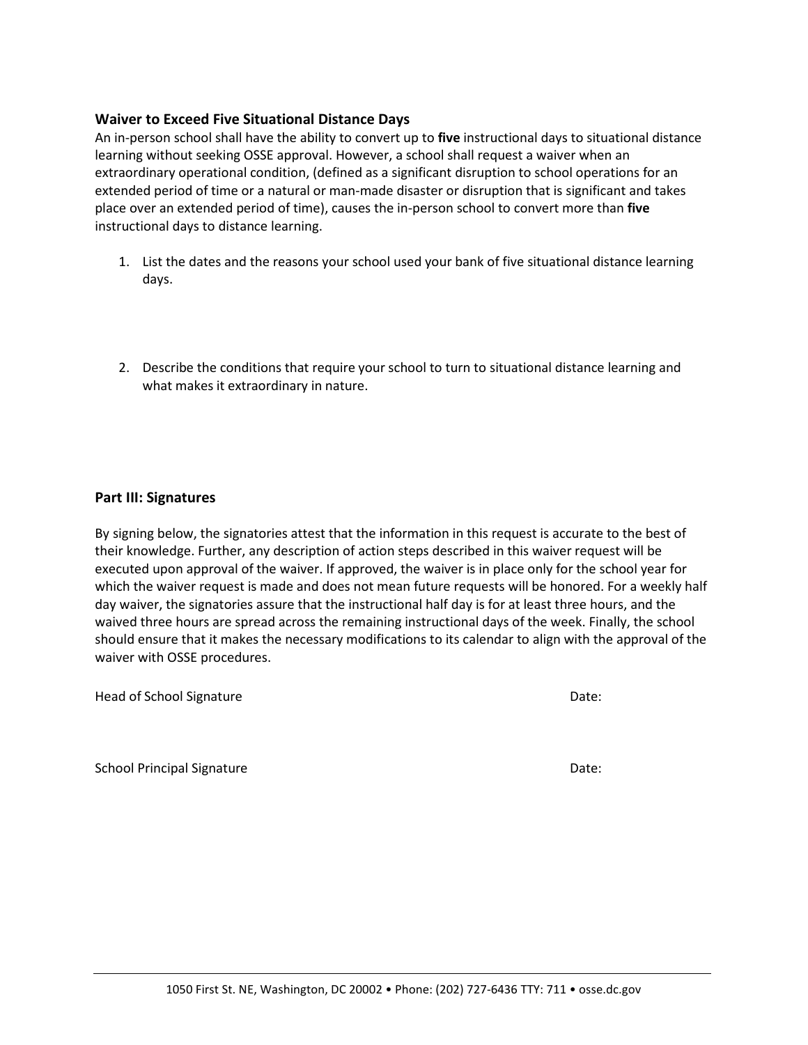### Waiver to Exceed Five Situational Distance Days

An in-person school shall have the ability to convert up to **five** instructional days to situational distance learning without seeking OSSE approval. However, a school shall request a waiver when an extraordinary operational condition, (defined as a significant disruption to school operations for an extended period of time or a natural or man-made disaster or disruption that is significant and takes place over an extended period of time), causes the in-person school to convert more than **five** instructional days to distance learning.

1. List the dates and the reasons your school used your bank of five situational distance learning days.

2. Describe the conditions that require your school to turn to situational distance learning and what makes it extraordinary in nature.

### Part III: Signatures

By signing below, the signatories attest that the information in this request is accurate to the best of their knowledge. Further, any description of action steps described in this waiver request will be executed upon approval of the waiver. If approved, the waiver is in place only for the school year for which the waiver request is made and does not mean future requests will be honored. For a weekly half day waiver, the signatories assure that the instructional half day is for at least three hours, and the waived three hours are spread across the remaining instructional days of the week. Finally, the school should ensure that it makes the necessary modifications to its calendar to align with the approval of the waiver with OSSE procedures.

Head of School Signature Date:

School Principal Signature Date:

1050 First St. NE, Washington, DC 20002 • Phone: (202) 727-6436 TTY: 711 • osse.dc.gov